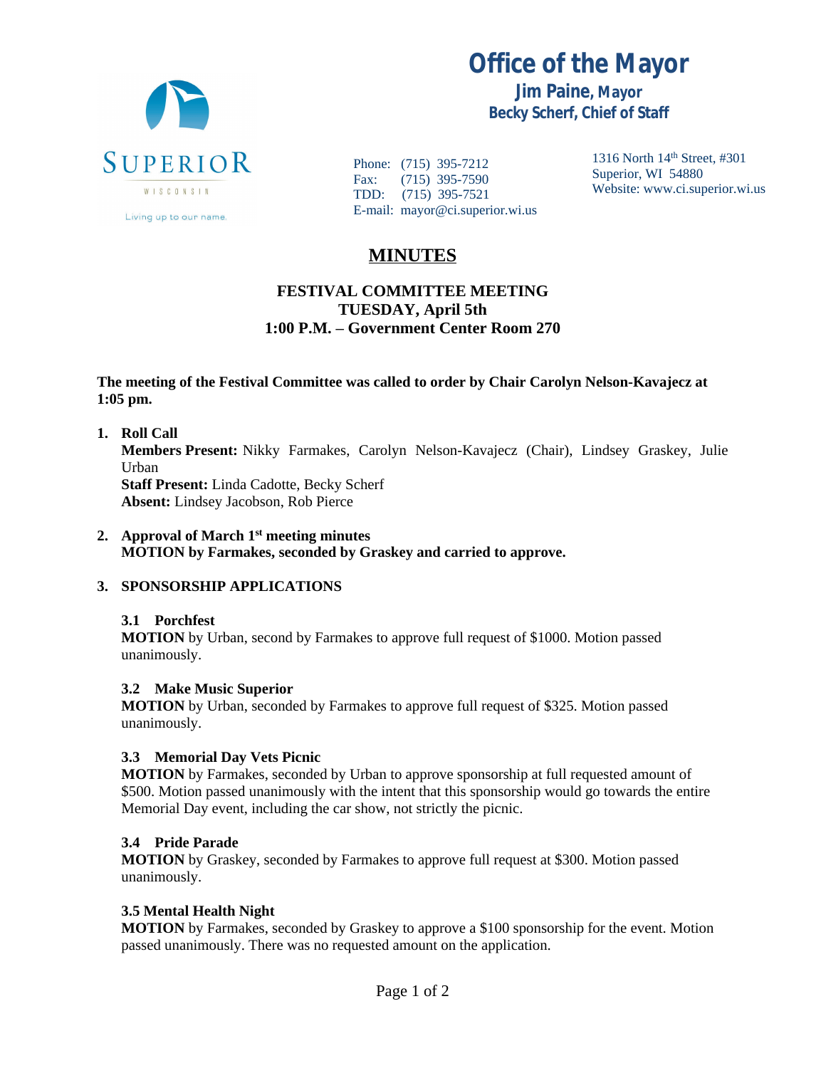# Office of the Mayor

**Jim Paine, Mayor**
**Becky Scherf, Chief of Staff**

SUPERIOR
WISCONSIN
Living up to our name.

Phone: (715) 395-7212
Fax: (715) 395-7590
TDD: (715) 395-7521
E-mail: mayor@ci.superior.wi.us

1316 North 14th Street, #301
Superior, WI 54880
Website: www.ci.superior.wi.us

## MINUTES

### FESTIVAL COMMITTEE MEETING
### TUESDAY, April 5th
### 1:00 P.M. – Government Center Room 270

**The meeting of the Festival Committee was called to order by Chair Carolyn Nelson-Kavajecz at 1:05 pm.**

1. **Roll Call**
   **Members Present:** Nikky Farmakes, Carolyn Nelson-Kavajecz (Chair), Lindsey Graskey, Julie Urban
   **Staff Present:** Linda Cadotte, Becky Scherf
   **Absent:** Lindsey Jacobson, Rob Pierce

2. **Approval of March 1st meeting minutes**
   **MOTION by Farmakes, seconded by Graskey and carried to approve.**

3. **SPONSORSHIP APPLICATIONS**

   **3.1 Porchfest**
   **MOTION** by Urban, second by Farmakes to approve full request of $1000. Motion passed unanimously.

   **3.2 Make Music Superior**
   **MOTION** by Urban, seconded by Farmakes to approve full request of $325. Motion passed unanimously.

   **3.3 Memorial Day Vets Picnic**
   **MOTION** by Farmakes, seconded by Urban to approve sponsorship at full requested amount of $500. Motion passed unanimously with the intent that this sponsorship would go towards the entire Memorial Day event, including the car show, not strictly the picnic.

   **3.4 Pride Parade**
   **MOTION** by Graskey, seconded by Farmakes to approve full request at $300. Motion passed unanimously.

   **3.5 Mental Health Night**
   **MOTION** by Farmakes, seconded by Graskey to approve a $100 sponsorship for the event. Motion passed unanimously. There was no requested amount on the application.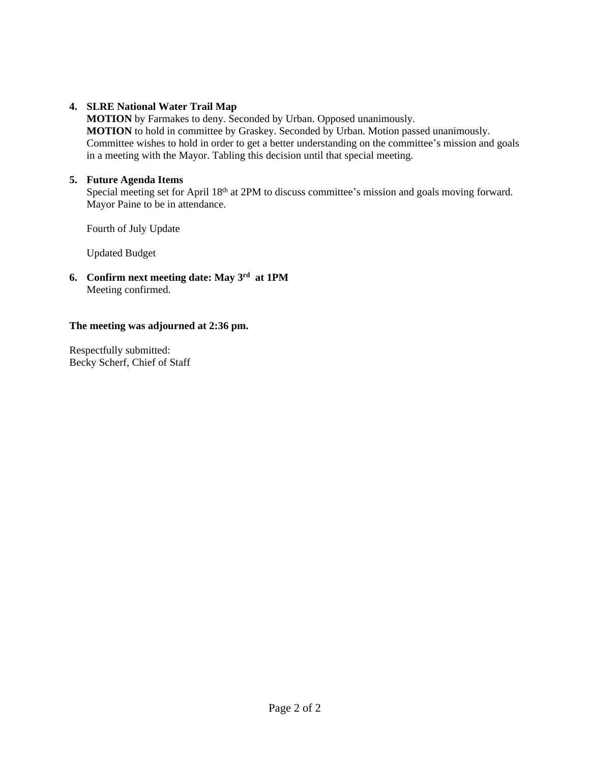4. **SLRE National Water Trail Map**
   **MOTION** by Farmakes to deny. Seconded by Urban. Opposed unanimously.
   **MOTION** to hold in committee by Graskey. Seconded by Urban. Motion passed unanimously. Committee wishes to hold in order to get a better understanding on the committee's mission and goals in a meeting with the Mayor. Tabling this decision until that special meeting.

5. **Future Agenda Items**
   Special meeting set for April 18th at 2PM to discuss committee's mission and goals moving forward. Mayor Paine to be in attendance.

   Fourth of July Update

   Updated Budget

6. **Confirm next meeting date: May 3rd at 1PM**
   Meeting confirmed.

**The meeting was adjourned at 2:36 pm.**

Respectfully submitted:
Becky Scherf, Chief of Staff